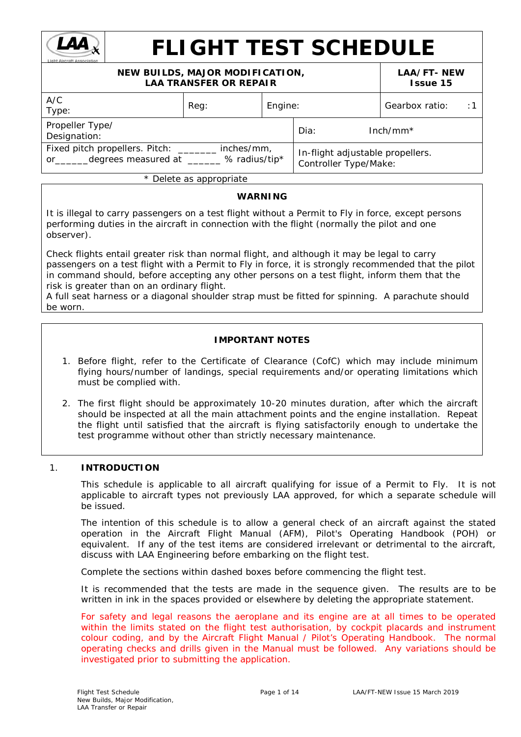# FLIGHT TEST SCHEDULE

| NEW BUILDS, MAJOR MODIFICATION, LAA TRANSFER OR REPAIR | | | LAA/FT- NEW Issue 15 |
|---|---|---|---|
| A/C Type: | Reg: | Engine: | Gearbox ratio: :1 |
| Propeller Type/ Designation: | | Dia: Inch/mm* | |
| Fixed pitch propellers. Pitch: _______ inches/mm, or______degrees measured at ______ % radius/tip* | | In-flight adjustable propellers. Controller Type/Make: | |

\* Delete as appropriate

**WARNING**

It is illegal to carry passengers on a test flight without a Permit to Fly in force, except persons performing duties in the aircraft in connection with the flight (normally the pilot and one observer).

Check flights entail greater risk than normal flight, and although it may be legal to carry passengers on a test flight with a Permit to Fly in force, it is strongly recommended that the pilot in command should, before accepting any other persons on a test flight, inform them that the risk is greater than on an ordinary flight.
A full seat harness or a diagonal shoulder strap must be fitted for spinning. A parachute should be worn.

**IMPORTANT NOTES**

1. Before flight, refer to the Certificate of Clearance (CofC) which may include minimum flying hours/number of landings, special requirements and/or operating limitations which must be complied with.

2. The first flight should be approximately 10-20 minutes duration, after which the aircraft should be inspected at all the main attachment points and the engine installation. Repeat the flight until satisfied that the aircraft is flying satisfactorily enough to undertake the test programme without other than strictly necessary maintenance.

## 1. INTRODUCTION

This schedule is applicable to all aircraft qualifying for issue of a Permit to Fly. It is not applicable to aircraft types not previously LAA approved, for which a separate schedule will be issued.

The intention of this schedule is to allow a general check of an aircraft against the stated operation in the Aircraft Flight Manual (AFM), Pilot's Operating Handbook (POH) or equivalent. If any of the test items are considered irrelevant or detrimental to the aircraft, discuss with LAA Engineering before embarking on the flight test.

Complete the sections within dashed boxes before commencing the flight test.

It is recommended that the tests are made in the sequence given. The results are to be written in ink in the spaces provided or elsewhere by deleting the appropriate statement.

For safety and legal reasons the aeroplane and its engine are at all times to be operated within the limits stated on the flight test authorisation, by cockpit placards and instrument colour coding, and by the Aircraft Flight Manual / Pilot's Operating Handbook. The normal operating checks and drills given in the Manual must be followed. Any variations should be investigated prior to submitting the application.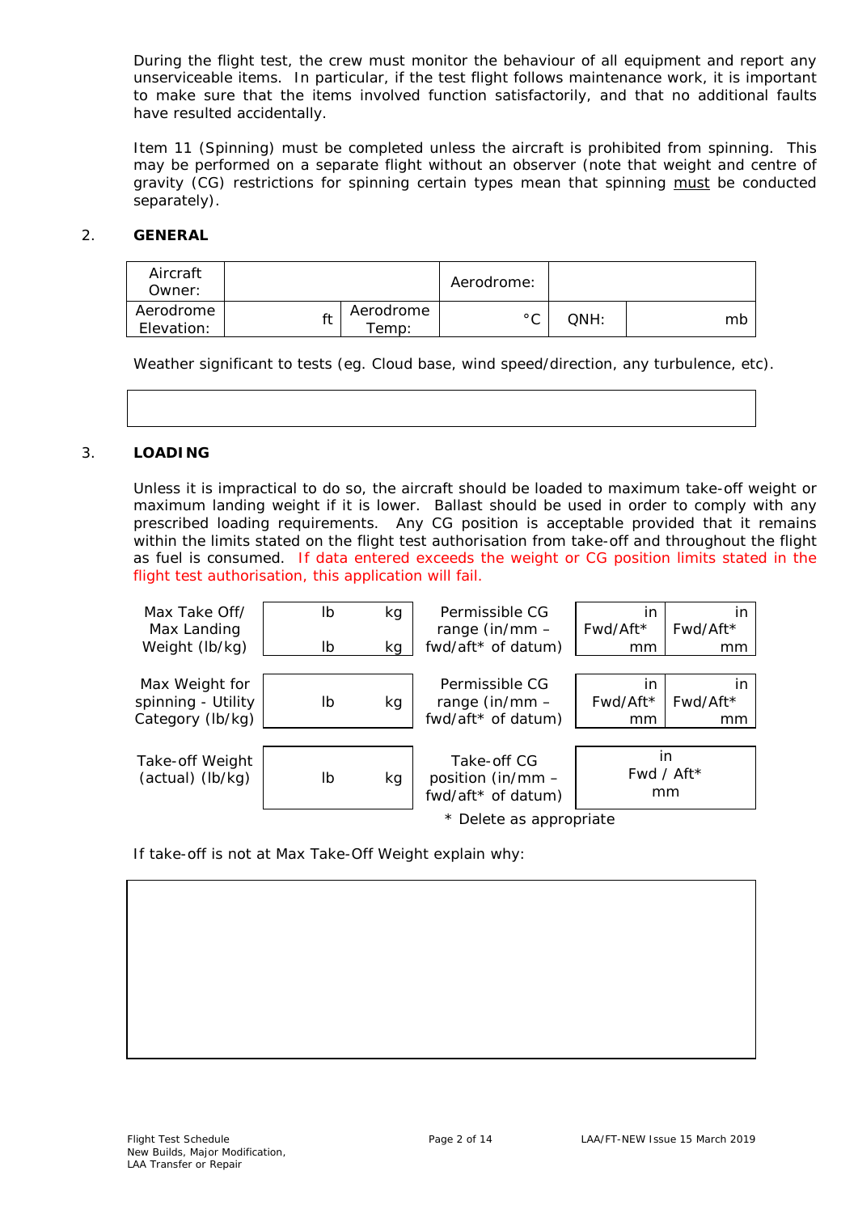During the flight test, the crew must monitor the behaviour of all equipment and report any unserviceable items. In particular, if the test flight follows maintenance work, it is important to make sure that the items involved function satisfactorily, and that no additional faults have resulted accidentally.

Item 11 (Spinning) must be completed unless the aircraft is prohibited from spinning. This may be performed on a separate flight without an observer (note that weight and centre of gravity (CG) restrictions for spinning certain types mean that spinning must be conducted separately).

## 2. GENERAL

| Aircraft Owner: | | | Aerodrome: | | |
|---|---|---|---|---|---|
| Aerodrome Elevation: | ft | Aerodrome Temp: | °C | QNH: | mb |

Weather significant to tests (eg. Cloud base, wind speed/direction, any turbulence, etc).

| |
|---|
| |

## 3. LOADING

Unless it is impractical to do so, the aircraft should be loaded to maximum take-off weight or maximum landing weight if it is lower. Ballast should be used in order to comply with any prescribed loading requirements. Any CG position is acceptable provided that it remains within the limits stated on the flight test authorisation from take-off and throughout the flight as fuel is consumed. If data entered exceeds the weight or CG position limits stated in the flight test authorisation, this application will fail.

| | | | | | |
|---|---|---|---|---|---|
| Max Take Off/ Max Landing Weight (lb/kg) | lb / lb | kg / kg | Permissible CG range (in/mm – fwd/aft* of datum) | in Fwd/Aft* mm | in Fwd/Aft* mm |
| Max Weight for spinning - Utility Category (lb/kg) | lb | kg | Permissible CG range (in/mm – fwd/aft* of datum) | in Fwd/Aft* mm | in Fwd/Aft* mm |
| Take-off Weight (actual) (lb/kg) | lb | kg | Take-off CG position (in/mm – fwd/aft* of datum) | in Fwd / Aft* mm | |

\* Delete as appropriate

If take-off is not at Max Take-Off Weight explain why:

| |
|---|
| |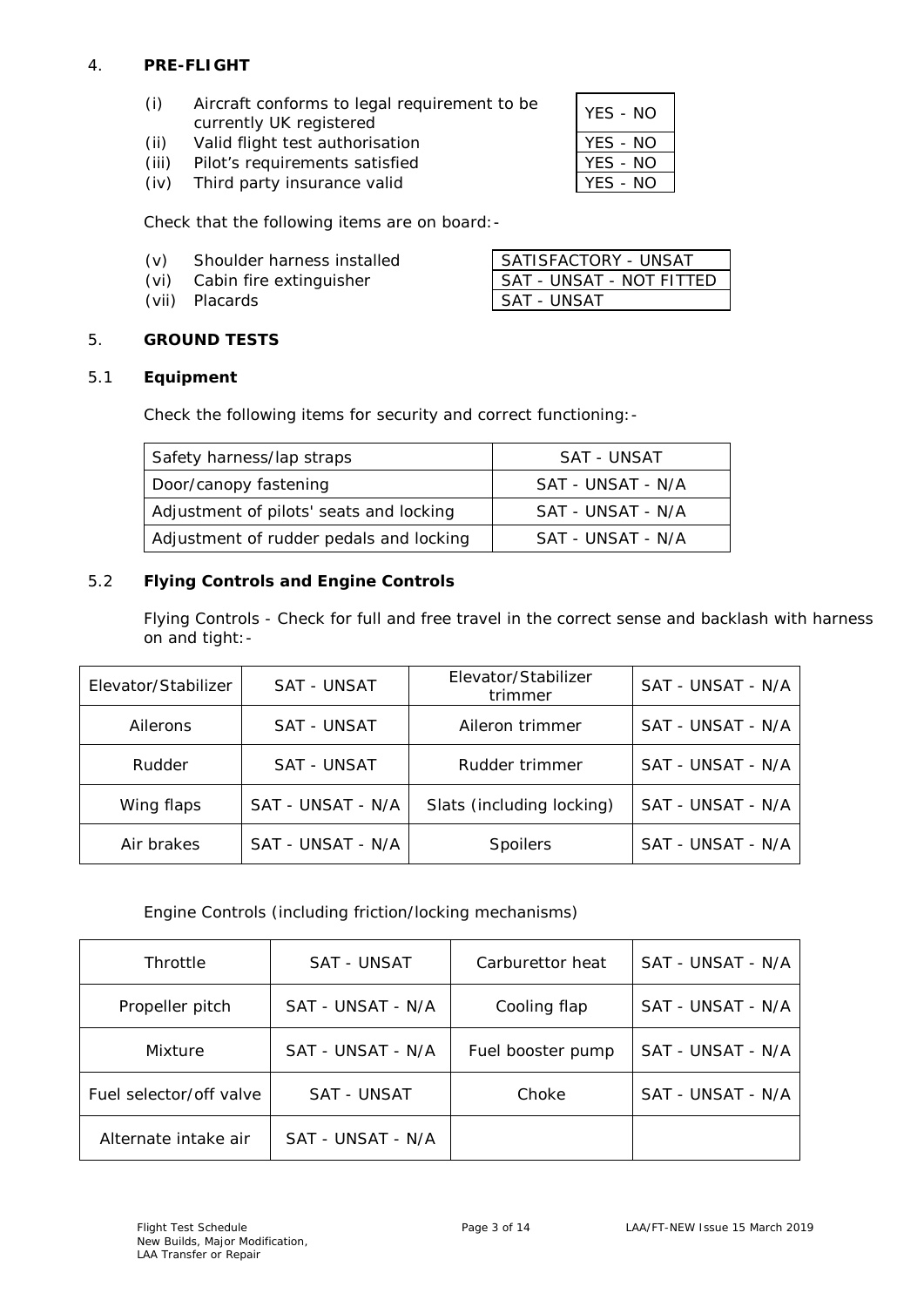## 4. PRE-FLIGHT

| | | |
|---|---|---|
| (i) | Aircraft conforms to legal requirement to be currently UK registered | YES - NO |
| (ii) | Valid flight test authorisation | YES - NO |
| (iii) | Pilot's requirements satisfied | YES - NO |
| (iv) | Third party insurance valid | YES - NO |

Check that the following items are on board:-

| | | |
|---|---|---|
| (v) | Shoulder harness installed | SATISFACTORY - UNSAT |
| (vi) | Cabin fire extinguisher | SAT - UNSAT - NOT FITTED |
| (vii) | Placards | SAT - UNSAT |

## 5. GROUND TESTS

### 5.1 Equipment

Check the following items for security and correct functioning:-

| | |
|---|---|
| Safety harness/lap straps | SAT - UNSAT |
| Door/canopy fastening | SAT - UNSAT - N/A |
| Adjustment of pilots' seats and locking | SAT - UNSAT - N/A |
| Adjustment of rudder pedals and locking | SAT - UNSAT - N/A |

### 5.2 Flying Controls and Engine Controls

Flying Controls - Check for full and free travel in the correct sense and backlash with harness on and tight:-

| | | | |
|---|---|---|---|
| Elevator/Stabilizer | SAT - UNSAT | Elevator/Stabilizer trimmer | SAT - UNSAT - N/A |
| Ailerons | SAT - UNSAT | Aileron trimmer | SAT - UNSAT - N/A |
| Rudder | SAT - UNSAT | Rudder trimmer | SAT - UNSAT - N/A |
| Wing flaps | SAT - UNSAT - N/A | Slats (including locking) | SAT - UNSAT - N/A |
| Air brakes | SAT - UNSAT - N/A | Spoilers | SAT - UNSAT - N/A |

Engine Controls (including friction/locking mechanisms)

| | | | |
|---|---|---|---|
| Throttle | SAT - UNSAT | Carburettor heat | SAT - UNSAT - N/A |
| Propeller pitch | SAT - UNSAT - N/A | Cooling flap | SAT - UNSAT - N/A |
| Mixture | SAT - UNSAT - N/A | Fuel booster pump | SAT - UNSAT - N/A |
| Fuel selector/off valve | SAT - UNSAT | Choke | SAT - UNSAT - N/A |
| Alternate intake air | SAT - UNSAT - N/A | | |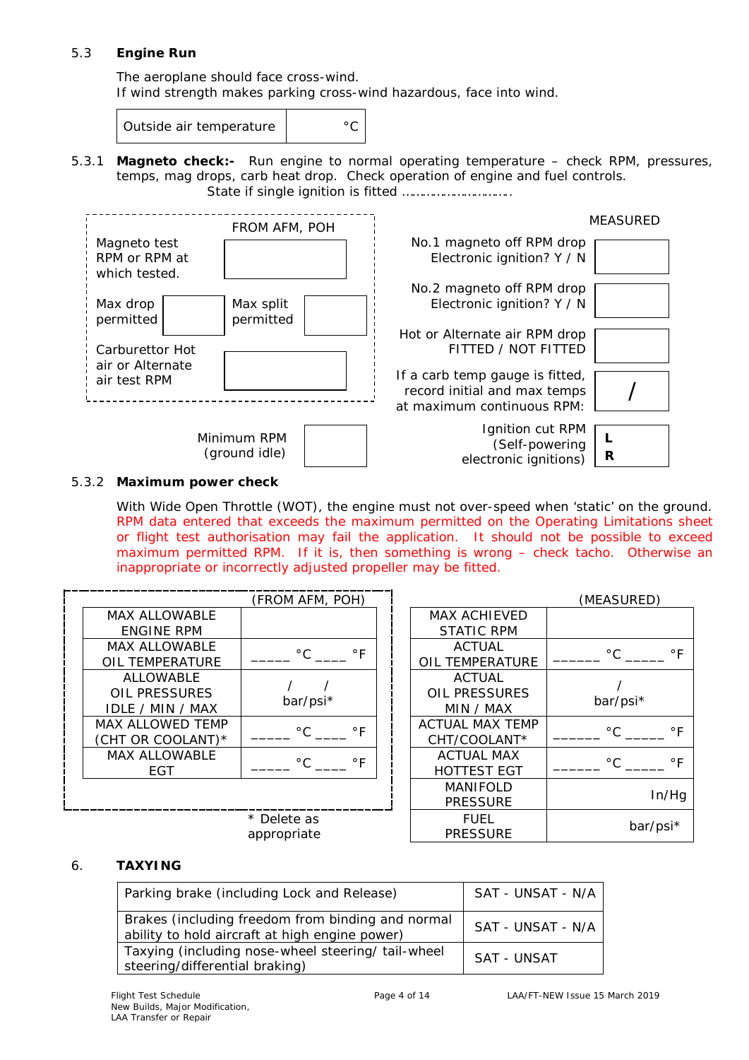### 5.3 Engine Run

The aeroplane should face cross-wind.
If wind strength makes parking cross-wind hazardous, face into wind.

| Outside air temperature | °C |
|---|---|

**5.3.1 Magneto check:-** Run engine to normal operating temperature – check RPM, pressures, temps, mag drops, carb heat drop. Check operation of engine and fuel controls.
State if single ignition is fitted ……………………….

| | FROM AFM, POH | | |
|---|---|---|---|
| Magneto test RPM or RPM at which tested. | | | |
| Max drop permitted | | Max split permitted | |
| Carburettor Hot air or Alternate air test RPM | | | |
| Minimum RPM (ground idle) | | | |

| | MEASURED |
|---|---|
| No.1 magneto off RPM drop Electronic ignition? Y / N | |
| No.2 magneto off RPM drop Electronic ignition? Y / N | |
| Hot or Alternate air RPM drop FITTED / NOT FITTED | |
| If a carb temp gauge is fitted, record initial and max temps at maximum continuous RPM: | / |
| Ignition cut RPM (Self-powering electronic ignitions) | **L** **R** |

**5.3.2 Maximum power check**

With Wide Open Throttle (WOT), the engine must not over-speed when 'static' on the ground. RPM data entered that exceeds the maximum permitted on the Operating Limitations sheet or flight test authorisation may fail the application. It should not be possible to exceed maximum permitted RPM. If it is, then something is wrong – check tacho. Otherwise an inappropriate or incorrectly adjusted propeller may be fitted.

| | (FROM AFM, POH) |
|---|---|
| MAX ALLOWABLE ENGINE RPM | |
| MAX ALLOWABLE OIL TEMPERATURE | _____ °C ____ °F |
| ALLOWABLE OIL PRESSURES IDLE / MIN / MAX | / / bar/psi* |
| MAX ALLOWED TEMP (CHT OR COOLANT)* | _____ °C ____ °F |
| MAX ALLOWABLE EGT | _____ °C ____ °F |

\* Delete as appropriate

| | (MEASURED) |
|---|---|
| MAX ACHIEVED STATIC RPM | |
| ACTUAL OIL TEMPERATURE | ______ °C _____ °F |
| ACTUAL OIL PRESSURES MIN / MAX | / bar/psi* |
| ACTUAL MAX TEMP CHT/COOLANT* | ______ °C _____ °F |
| ACTUAL MAX HOTTEST EGT | ______ °C _____ °F |
| MANIFOLD PRESSURE | In/Hg |
| FUEL PRESSURE | bar/psi* |

## 6. TAXYING

| Item | Result |
|---|---|
| Parking brake (including Lock and Release) | SAT - UNSAT - N/A |
| Brakes (including freedom from binding and normal ability to hold aircraft at high engine power) | SAT - UNSAT - N/A |
| Taxying (including nose-wheel steering/ tail-wheel steering/differential braking) | SAT - UNSAT |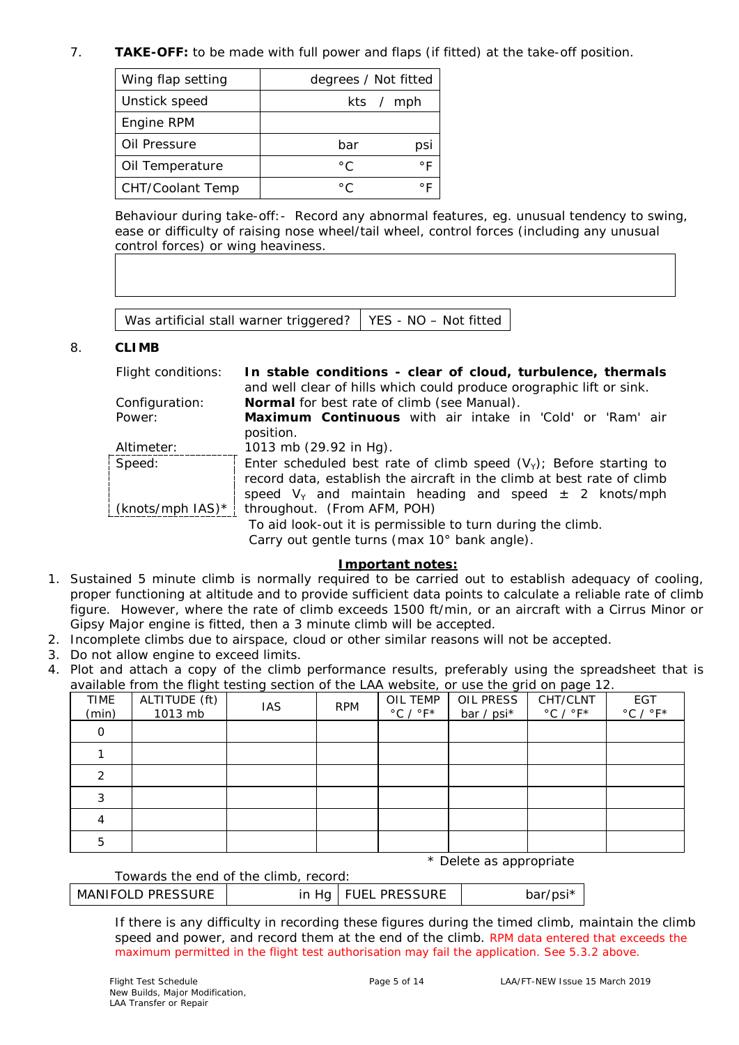7. **TAKE-OFF:** to be made with full power and flaps (if fitted) at the take-off position.

| Wing flap setting | degrees / Not fitted |
|---|---|
| Unstick speed | kts / mph |
| Engine RPM | |
| Oil Pressure | bar psi |
| Oil Temperature | °C °F |
| CHT/Coolant Temp | °C °F |

Behaviour during take-off:- Record any abnormal features, eg. unusual tendency to swing, ease or difficulty of raising nose wheel/tail wheel, control forces (including any unusual control forces) or wing heaviness.

| |
|---|
| |

| Was artificial stall warner triggered? | YES - NO – Not fitted |
|---|---|

8. **CLIMB**

Flight conditions: **In stable conditions - clear of cloud, turbulence, thermals** and well clear of hills which could produce orographic lift or sink.

Configuration: **Normal** for best rate of climb (see Manual).

Power: **Maximum Continuous** with air intake in 'Cold' or 'Ram' air position.

Altimeter: 1013 mb (29.92 in Hg).

Speed: (knots/mph IAS)* Enter scheduled best rate of climb speed ($V_Y$); Before starting to record data, establish the aircraft in the climb at best rate of climb speed $V_Y$ and maintain heading and speed ± 2 knots/mph throughout. (From AFM, POH)

To aid look-out it is permissible to turn during the climb. Carry out gentle turns (max 10° bank angle).

**Important notes:**

1. Sustained 5 minute climb is normally required to be carried out to establish adequacy of cooling, proper functioning at altitude and to provide sufficient data points to calculate a reliable rate of climb figure. However, where the rate of climb exceeds 1500 ft/min, or an aircraft with a Cirrus Minor or Gipsy Major engine is fitted, then a 3 minute climb will be accepted.
2. Incomplete climbs due to airspace, cloud or other similar reasons will not be accepted.
3. Do not allow engine to exceed limits.
4. Plot and attach a copy of the climb performance results, preferably using the spreadsheet that is available from the flight testing section of the LAA website, or use the grid on page 12.

| TIME (min) | ALTITUDE (ft) 1013 mb | IAS | RPM | OIL TEMP °C / °F* | OIL PRESS bar / psi* | CHT/CLNT °C / °F* | EGT °C / °F* |
|---|---|---|---|---|---|---|---|
| 0 | | | | | | | |
| 1 | | | | | | | |
| 2 | | | | | | | |
| 3 | | | | | | | |
| 4 | | | | | | | |
| 5 | | | | | | | |

\* Delete as appropriate

Towards the end of the climb, record:

| MANIFOLD PRESSURE | in Hg | FUEL PRESSURE | bar/psi* |
|---|---|---|---|

If there is any difficulty in recording these figures during the timed climb, maintain the climb speed and power, and record them at the end of the climb. RPM data entered that exceeds the maximum permitted in the flight test authorisation may fail the application. See 5.3.2 above.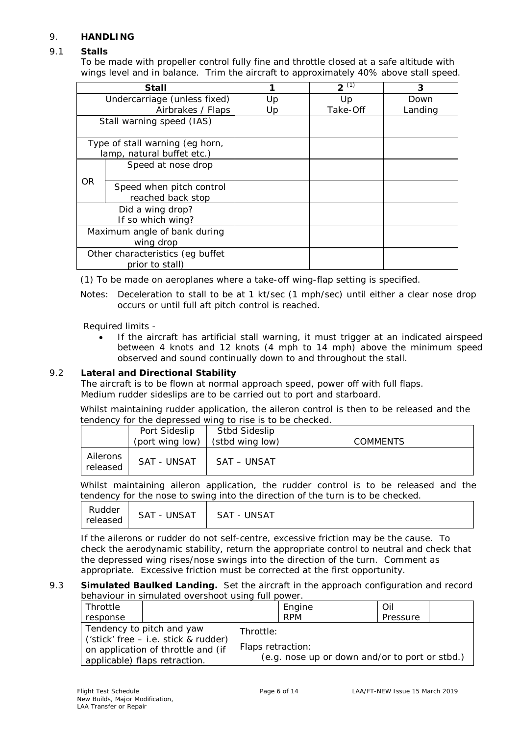## 9. HANDLING

### 9.1 Stalls

To be made with propeller control fully fine and throttle closed at a safe altitude with wings level and in balance. Trim the aircraft to approximately 40% above stall speed.

| Stall | | 1 | 2 (1) | 3 |
|---|---|---|---|---|
| Undercarriage (unless fixed)<br>Airbrakes / Flaps | | Up<br>Up | Up<br>Take-Off | Down<br>Landing |
| Stall warning speed (IAS) | | | | |
| Type of stall warning (eg horn, lamp, natural buffet etc.) | | | | |
| OR | Speed at nose drop | | | |
| | Speed when pitch control reached back stop | | | |
| Did a wing drop?<br>If so which wing? | | | | |
| Maximum angle of bank during wing drop | | | | |
| Other characteristics (eg buffet prior to stall) | | | | |

(1) To be made on aeroplanes where a take-off wing-flap setting is specified.

Notes: Deceleration to stall to be at 1 kt/sec (1 mph/sec) until either a clear nose drop occurs or until full aft pitch control is reached.

Required limits -

- If the aircraft has artificial stall warning, it must trigger at an indicated airspeed between 4 knots and 12 knots (4 mph to 14 mph) above the minimum speed observed and sound continually down to and throughout the stall.

### 9.2 Lateral and Directional Stability

The aircraft is to be flown at normal approach speed, power off with full flaps.
Medium rudder sideslips are to be carried out to port and starboard.

Whilst maintaining rudder application, the aileron control is then to be released and the tendency for the depressed wing to rise is to be checked.

| | Port Sideslip (port wing low) | Stbd Sideslip (stbd wing low) | COMMENTS |
|---|---|---|---|
| Ailerons released | SAT - UNSAT | SAT – UNSAT | |

Whilst maintaining aileron application, the rudder control is to be released and the tendency for the nose to swing into the direction of the turn is to be checked.

| | | | |
|---|---|---|---|
| Rudder released | SAT - UNSAT | SAT - UNSAT | |

If the ailerons or rudder do not self-centre, excessive friction may be the cause. To check the aerodynamic stability, return the appropriate control to neutral and check that the depressed wing rises/nose swings into the direction of the turn. Comment as appropriate. Excessive friction must be corrected at the first opportunity.

### 9.3 Simulated Baulked Landing.

Set the aircraft in the approach configuration and record behaviour in simulated overshoot using full power.

| Throttle response | | Engine RPM | | Oil Pressure | |
|---|---|---|---|---|---|
| Tendency to pitch and yaw ('stick' free – i.e. stick & rudder) on application of throttle and (if applicable) flaps retraction. | Throttle:<br><br>Flaps retraction:<br>(e.g. nose up or down and/or to port or stbd.) | | | | |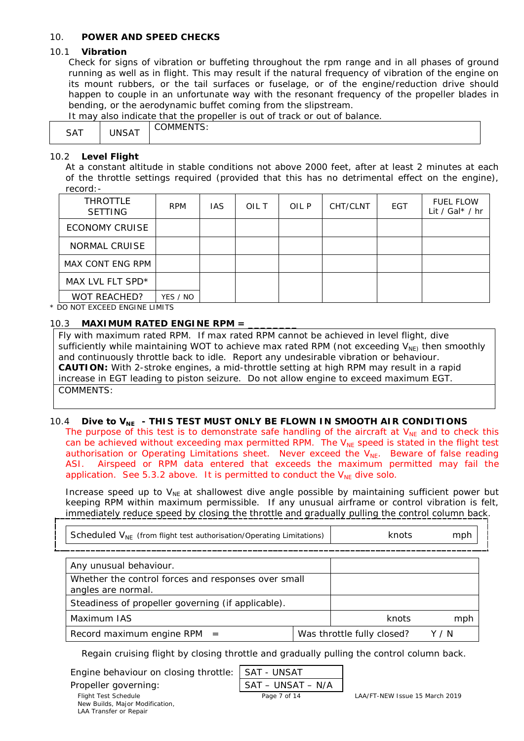## 10. POWER AND SPEED CHECKS

### 10.1 Vibration

Check for signs of vibration or buffeting throughout the rpm range and in all phases of ground running as well as in flight. This may result if the natural frequency of vibration of the engine on its mount rubbers, or the tail surfaces or fuselage, or of the engine/reduction drive should happen to couple in an unfortunate way with the resonant frequency of the propeller blades in bending, or the aerodynamic buffet coming from the slipstream.

It may also indicate that the propeller is out of track or out of balance.

| SAT | UNSAT | COMMENTS: |
|---|---|---|

### 10.2 Level Flight

At a constant altitude in stable conditions not above 2000 feet, after at least 2 minutes at each of the throttle settings required (provided that this has no detrimental effect on the engine), record:-

| THROTTLE SETTING | RPM | IAS | OIL T | OIL P | CHT/CLNT | EGT | FUEL FLOW Lit / Gal* / hr |
|---|---|---|---|---|---|---|---|
| ECONOMY CRUISE | | | | | | | |
| NORMAL CRUISE | | | | | | | |
| MAX CONT ENG RPM | | | | | | | |
| MAX LVL FLT SPD* | | | | | | | |
| WOT REACHED? | YES / NO | | | | | | |

\* DO NOT EXCEED ENGINE LIMITS

### 10.3 MAXIMUM RATED ENGINE RPM = ________

Fly with maximum rated RPM. If max rated RPM cannot be achieved in level flight, dive sufficiently while maintaining WOT to achieve max rated RPM (not exceeding $V_{NE}$) then smoothly and continuously throttle back to idle. Report any undesirable vibration or behaviour.

**CAUTION:** With 2-stroke engines, a mid-throttle setting at high RPM may result in a rapid increase in EGT leading to piston seizure. Do not allow engine to exceed maximum EGT.

COMMENTS:

### 10.4 Dive to $V_{NE}$ - THIS TEST MUST ONLY BE FLOWN IN SMOOTH AIR CONDITIONS

The purpose of this test is to demonstrate safe handling of the aircraft at $V_{NE}$ and to check this can be achieved without exceeding max permitted RPM. The $V_{NE}$ speed is stated in the flight test authorisation or Operating Limitations sheet. Never exceed the $V_{NE}$. Beware of false reading ASI. Airspeed or RPM data entered that exceeds the maximum permitted may fail the application. See 5.3.2 above. It is permitted to conduct the $V_{NE}$ dive solo.

Increase speed up to $V_{NE}$ at shallowest dive angle possible by maintaining sufficient power but keeping RPM within maximum permissible. If any unusual airframe or control vibration is felt, immediately reduce speed by closing the throttle and gradually pulling the control column back.

| Scheduled $V_{NE}$ (from flight test authorisation/Operating Limitations) | knots mph |
|---|---|

| | | |
|---|---|---|
| Any unusual behaviour. | | |
| Whether the control forces and responses over small angles are normal. | | |
| Steadiness of propeller governing (if applicable). | | |
| Maximum IAS | | knots mph |
| Record maximum engine RPM = | Was throttle fully closed? | Y / N |

Regain cruising flight by closing throttle and gradually pulling the control column back.

| | |
|---|---|
| Engine behaviour on closing throttle: | SAT - UNSAT |
| Propeller governing: | SAT – UNSAT – N/A |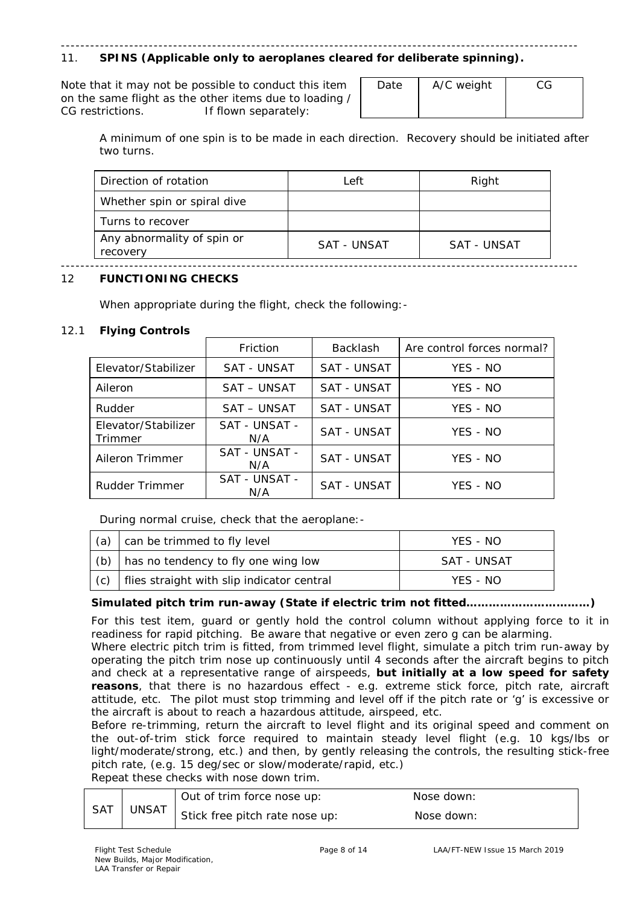---

## 11. SPINS (Applicable only to aeroplanes cleared for deliberate spinning).

Note that it may not be possible to conduct this item on the same flight as the other items due to loading / CG restrictions. If flown separately:

| Date | A/C weight | CG |
|---|---|---|
| | | |

A minimum of one spin is to be made in each direction. Recovery should be initiated after two turns.

| Direction of rotation | Left | Right |
|---|---|---|
| Whether spin or spiral dive | | |
| Turns to recover | | |
| Any abnormality of spin or recovery | SAT - UNSAT | SAT - UNSAT |

---

## 12 FUNCTIONING CHECKS

When appropriate during the flight, check the following:-

### 12.1 Flying Controls

| | Friction | Backlash | Are control forces normal? |
|---|---|---|---|
| Elevator/Stabilizer | SAT - UNSAT | SAT - UNSAT | YES - NO |
| Aileron | SAT – UNSAT | SAT - UNSAT | YES - NO |
| Rudder | SAT – UNSAT | SAT - UNSAT | YES - NO |
| Elevator/Stabilizer Trimmer | SAT - UNSAT - N/A | SAT - UNSAT | YES - NO |
| Aileron Trimmer | SAT - UNSAT - N/A | SAT - UNSAT | YES - NO |
| Rudder Trimmer | SAT - UNSAT - N/A | SAT - UNSAT | YES - NO |

During normal cruise, check that the aeroplane:-

| | | |
|---|---|---|
| (a) | can be trimmed to fly level | YES - NO |
| (b) | has no tendency to fly one wing low | SAT - UNSAT |
| (c) | flies straight with slip indicator central | YES - NO |

**Simulated pitch trim run-away (State if electric trim not fitted……………………………)**

For this test item, guard or gently hold the control column without applying force to it in readiness for rapid pitching. Be aware that negative or even zero g can be alarming.

Where electric pitch trim is fitted, from trimmed level flight, simulate a pitch trim run-away by operating the pitch trim nose up continuously until 4 seconds after the aircraft begins to pitch and check at a representative range of airspeeds, **but initially at a low speed for safety reasons**, that there is no hazardous effect - e.g. extreme stick force, pitch rate, aircraft attitude, etc. The pilot must stop trimming and level off if the pitch rate or 'g' is excessive or the aircraft is about to reach a hazardous attitude, airspeed, etc.

Before re-trimming, return the aircraft to level flight and its original speed and comment on the out-of-trim stick force required to maintain steady level flight (e.g. 10 kgs/lbs or light/moderate/strong, etc.) and then, by gently releasing the controls, the resulting stick-free pitch rate, (e.g. 15 deg/sec or slow/moderate/rapid, etc.)

Repeat these checks with nose down trim.

| SAT | UNSAT | Out of trim force nose up: | Nose down: |
|---|---|---|---|
| | | Stick free pitch rate nose up: | Nose down: |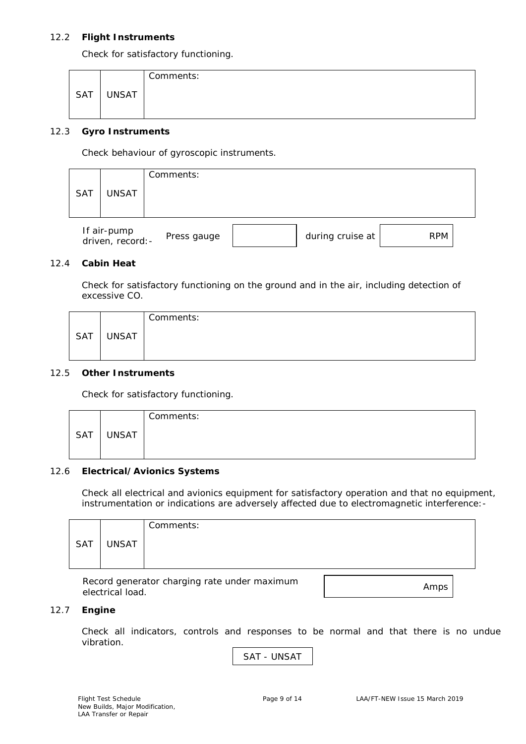### 12.2 **Flight Instruments**

Check for satisfactory functioning.

| SAT | UNSAT | Comments: |
|---|---|---|

### 12.3 **Gyro Instruments**

Check behaviour of gyroscopic instruments.

| SAT | UNSAT | Comments: |
|---|---|---|

| If air-pump driven, record:- | Press gauge | | during cruise at | RPM |
|---|---|---|---|---|

### 12.4 **Cabin Heat**

Check for satisfactory functioning on the ground and in the air, including detection of excessive CO.

| SAT | UNSAT | Comments: |
|---|---|---|

### 12.5 **Other Instruments**

Check for satisfactory functioning.

| SAT | UNSAT | Comments: |
|---|---|---|

### 12.6 **Electrical/Avionics Systems**

Check all electrical and avionics equipment for satisfactory operation and that no equipment, instrumentation or indications are adversely affected due to electromagnetic interference:-

| SAT | UNSAT | Comments: |
|---|---|---|

| Record generator charging rate under maximum electrical load. | Amps |
|---|---|

### 12.7 **Engine**

Check all indicators, controls and responses to be normal and that there is no undue vibration.

SAT - UNSAT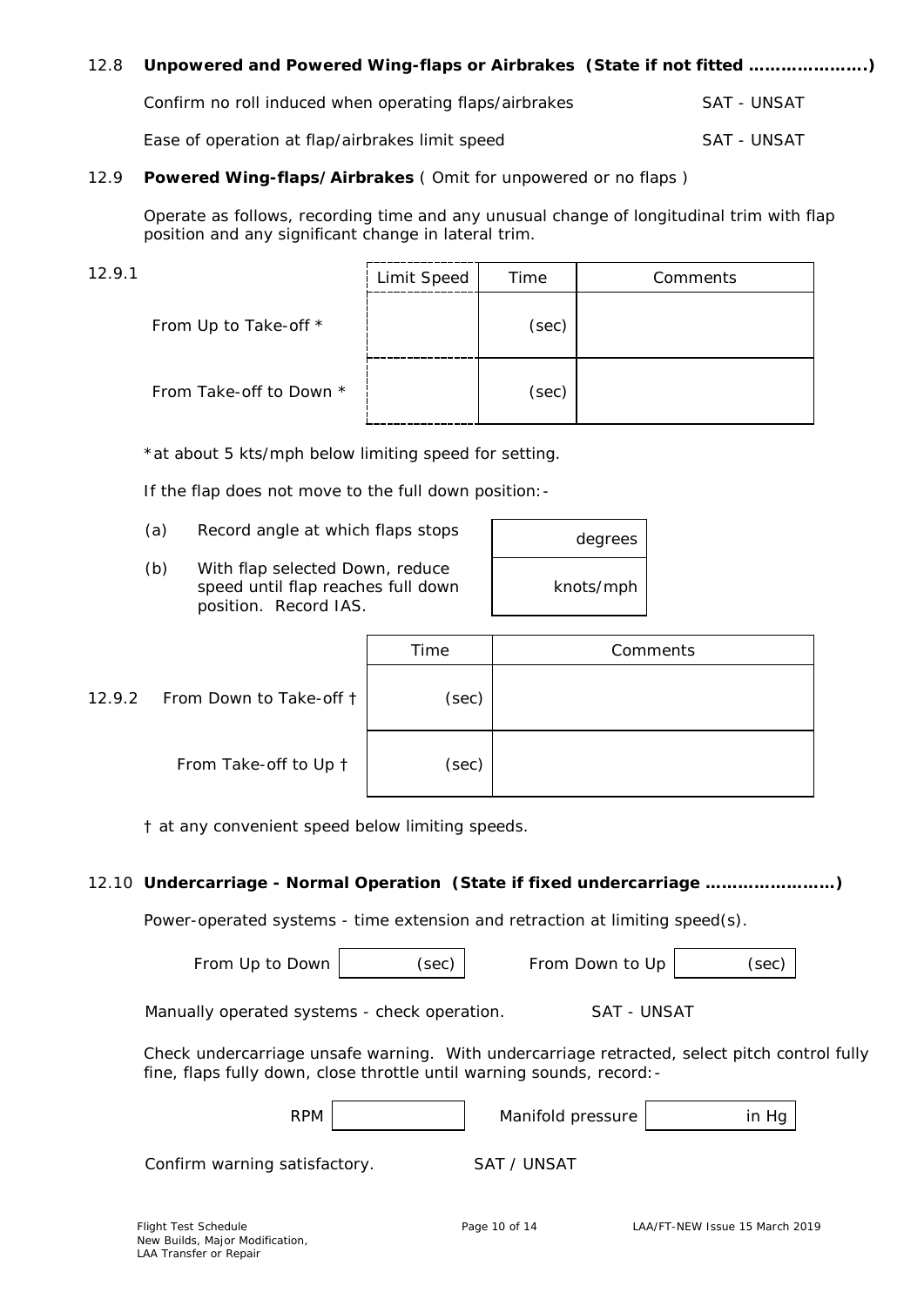## 12.8 Unpowered and Powered Wing-flaps or Airbrakes (State if not fitted ………………….)

Confirm no roll induced when operating flaps/airbrakes — SAT - UNSAT

Ease of operation at flap/airbrakes limit speed — SAT - UNSAT

## 12.9 Powered Wing-flaps/Airbrakes ( Omit for unpowered or no flaps )

Operate as follows, recording time and any unusual change of longitudinal trim with flap position and any significant change in lateral trim.

12.9.1

| | Limit Speed | Time | Comments |
|---|---|---|---|
| From Up to Take-off * | | (sec) | |
| From Take-off to Down * | | (sec) | |

*at about 5 kts/mph below limiting speed for setting.

If the flap does not move to the full down position:-

| | | |
|---|---|---|
| (a) | Record angle at which flaps stops | degrees |
| (b) | With flap selected Down, reduce speed until flap reaches full down position. Record IAS. | knots/mph |

| | Time | Comments |
|---|---|---|
| 12.9.2 From Down to Take-off † | (sec) | |
| From Take-off to Up † | (sec) | |

† at any convenient speed below limiting speeds.

## 12.10 Undercarriage - Normal Operation (State if fixed undercarriage ……………………)

Power-operated systems - time extension and retraction at limiting speed(s).

From Up to Down ______ (sec) From Down to Up ______ (sec)

Manually operated systems - check operation. SAT - UNSAT

Check undercarriage unsafe warning. With undercarriage retracted, select pitch control fully fine, flaps fully down, close throttle until warning sounds, record:-

RPM ______ Manifold pressure ______ in Hg

Confirm warning satisfactory. SAT / UNSAT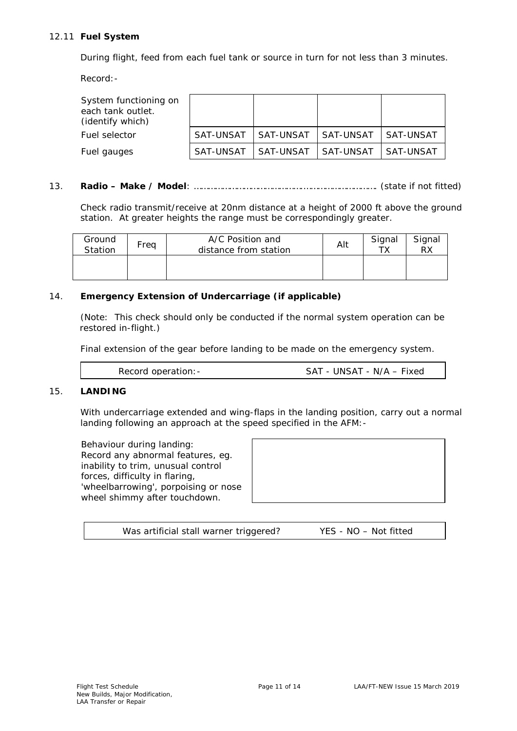12.11 **Fuel System**

During flight, feed from each fuel tank or source in turn for not less than 3 minutes.

Record:-

| | | | | |
|---|---|---|---|---|
| System functioning on each tank outlet. (identify which) | | | | |
| Fuel selector | SAT-UNSAT | SAT-UNSAT | SAT-UNSAT | SAT-UNSAT |
| Fuel gauges | SAT-UNSAT | SAT-UNSAT | SAT-UNSAT | SAT-UNSAT |

13. **Radio – Make / Model**: ………………………………………………………………… (state if not fitted)

Check radio transmit/receive at 20nm distance at a height of 2000 ft above the ground station. At greater heights the range must be correspondingly greater.

| Ground Station | Freq | A/C Position and distance from station | Alt | Signal TX | Signal RX |
|---|---|---|---|---|---|
| | | | | | |

14. **Emergency Extension of Undercarriage (if applicable)**

(Note: This check should only be conducted if the normal system operation can be restored in-flight.)

Final extension of the gear before landing to be made on the emergency system.

| Record operation:- | SAT - UNSAT - N/A – Fixed |
|---|---|

15. **LANDING**

With undercarriage extended and wing-flaps in the landing position, carry out a normal landing following an approach at the speed specified in the AFM:-

| | |
|---|---|
| Behaviour during landing: Record any abnormal features, eg. inability to trim, unusual control forces, difficulty in flaring, 'wheelbarrowing', porpoising or nose wheel shimmy after touchdown. | |

| Was artificial stall warner triggered? | YES - NO – Not fitted |
|---|---|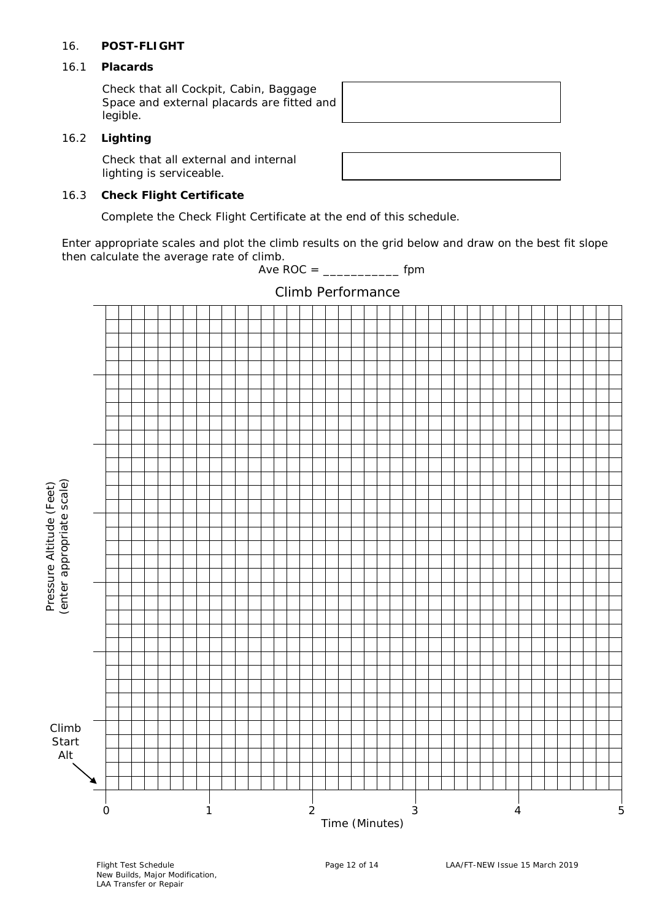## 16. POST-FLIGHT

### 16.1 Placards

Check that all Cockpit, Cabin, Baggage Space and external placards are fitted and legible.

### 16.2 Lighting

Check that all external and internal lighting is serviceable.

### 16.3 Check Flight Certificate

Complete the Check Flight Certificate at the end of this schedule.

Enter appropriate scales and plot the climb results on the grid below and draw on the best fit slope then calculate the average rate of climb.

Ave ROC = ___________ fpm

**Climb Performance**

Pressure Altitude (Feet) (enter appropriate scale)

Climb Start Alt

0 1 2 3 4 5

Time (Minutes)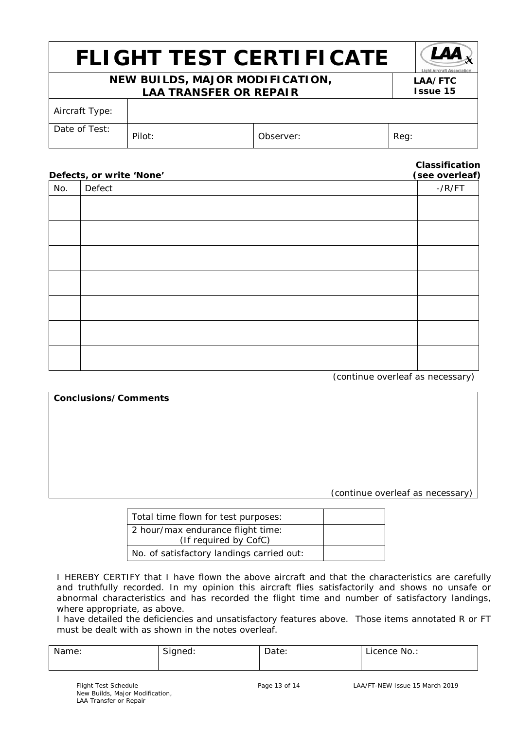# FLIGHT TEST CERTIFICATE

## NEW BUILDS, MAJOR MODIFICATION, LAA TRANSFER OR REPAIR

**LAA/FTC Issue 15**

| Aircraft Type: | | | |
|---|---|---|---|
| Date of Test: | Pilot: | Observer: | Reg: |

**Defects, or write 'None'** **Classification (see overleaf)**

| No. | Defect | -/R/FT |
|---|---|---|
| | | |
| | | |
| | | |
| | | |
| | | |
| | | |
| | | |

*(continue overleaf as necessary)*

**Conclusions/Comments**

*(continue overleaf as necessary)*

| Total time flown for test purposes: | |
|---|---|
| 2 hour/max endurance flight time: (If required by CofC) | |
| No. of satisfactory landings carried out: | |

I HEREBY CERTIFY that I have flown the above aircraft and that the characteristics are carefully and truthfully recorded. In my opinion this aircraft flies satisfactorily and shows no unsafe or abnormal characteristics and has recorded the flight time and number of satisfactory landings, where appropriate, as above.

I have detailed the deficiencies and unsatisfactory features above. Those items annotated R or FT must be dealt with as shown in the notes overleaf.

| Name: | Signed: | Date: | Licence No.: |
|---|---|---|---|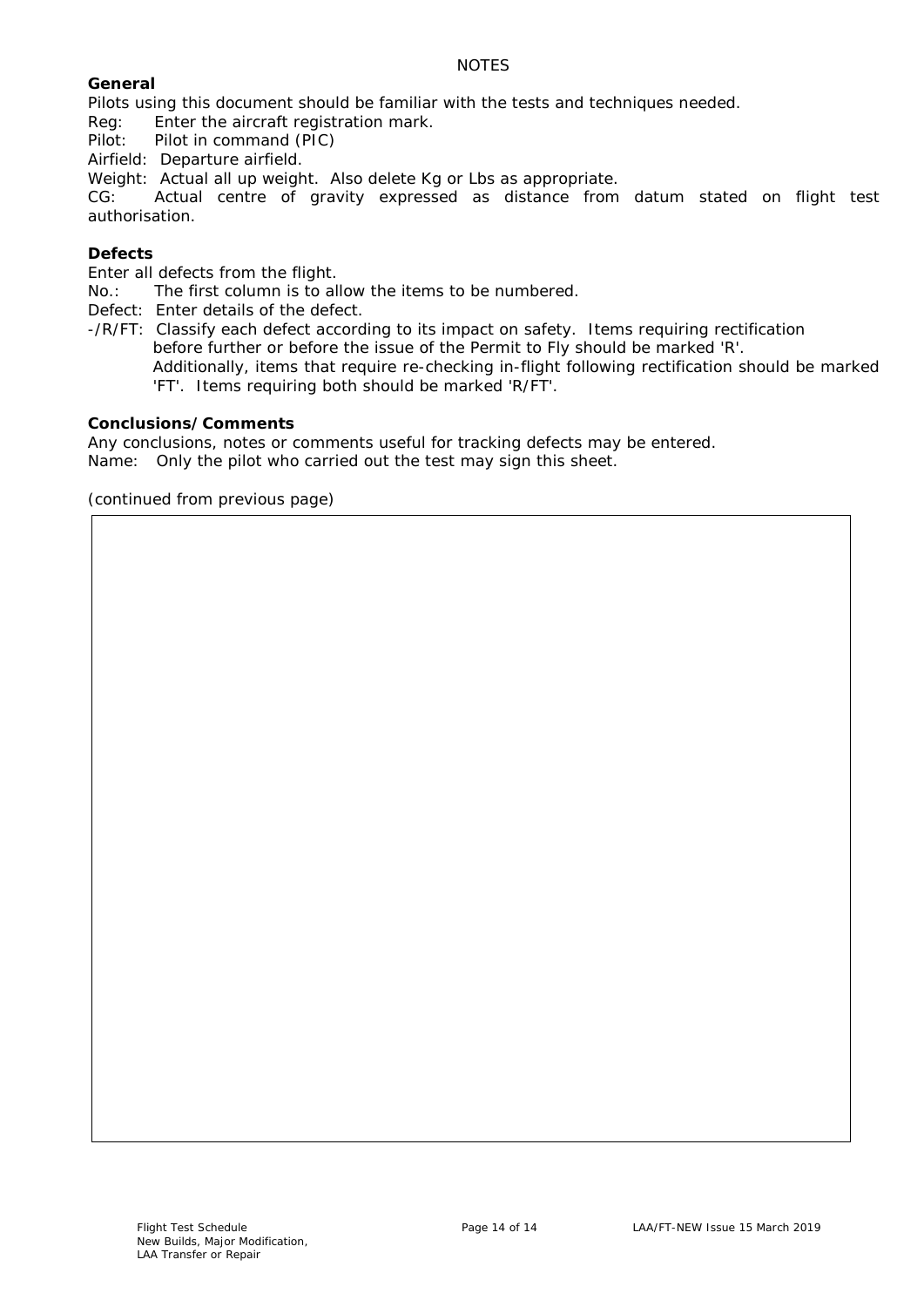NOTES

**General**

Pilots using this document should be familiar with the tests and techniques needed.

Reg: Enter the aircraft registration mark.

Pilot: Pilot in command (PIC)

Airfield: Departure airfield.

Weight: Actual all up weight. Also delete Kg or Lbs as appropriate.

CG: Actual centre of gravity expressed as distance from datum stated on flight test authorisation.

**Defects**

Enter all defects from the flight.

No.: The first column is to allow the items to be numbered.

Defect: Enter details of the defect.

-/R/FT: Classify each defect according to its impact on safety. Items requiring rectification before further or before the issue of the Permit to Fly should be marked 'R'. Additionally, items that require re-checking in-flight following rectification should be marked 'FT'. Items requiring both should be marked 'R/FT'.

**Conclusions/Comments**

Any conclusions, notes or comments useful for tracking defects may be entered.

Name: Only the pilot who carried out the test may sign this sheet.

(continued from previous page)